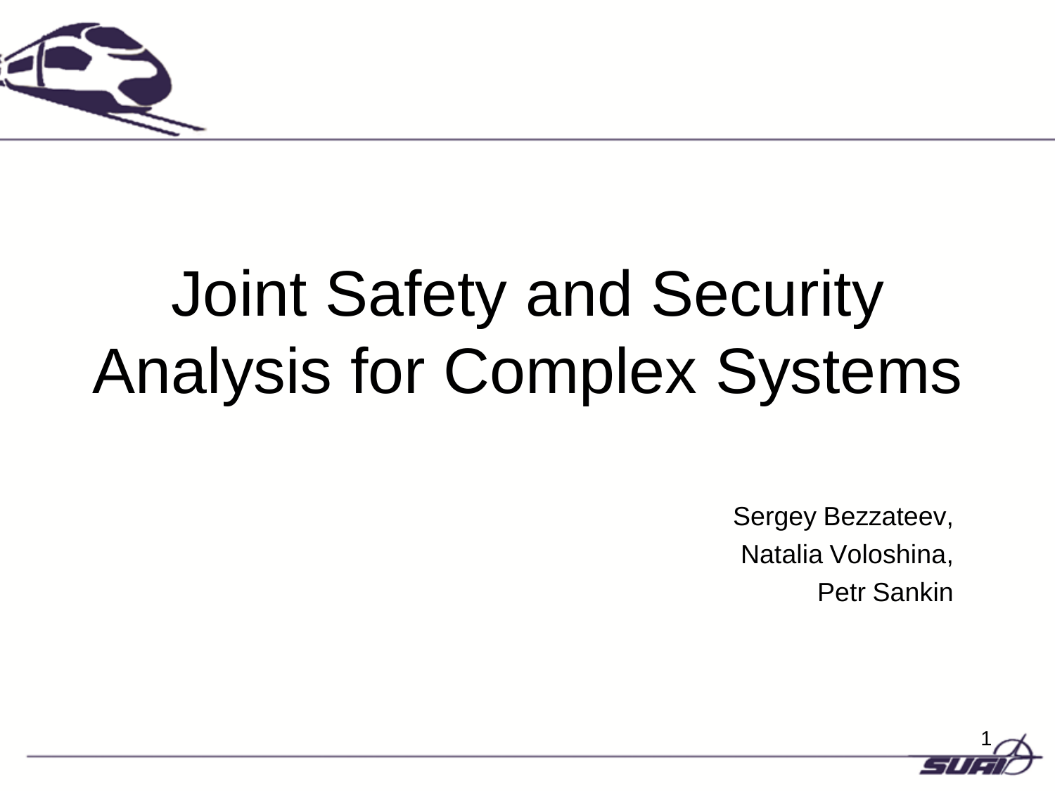# Joint Safety and Security Analysis for Complex Systems

Sergey Bezzateev,
Natalia Voloshina,
Petr Sankin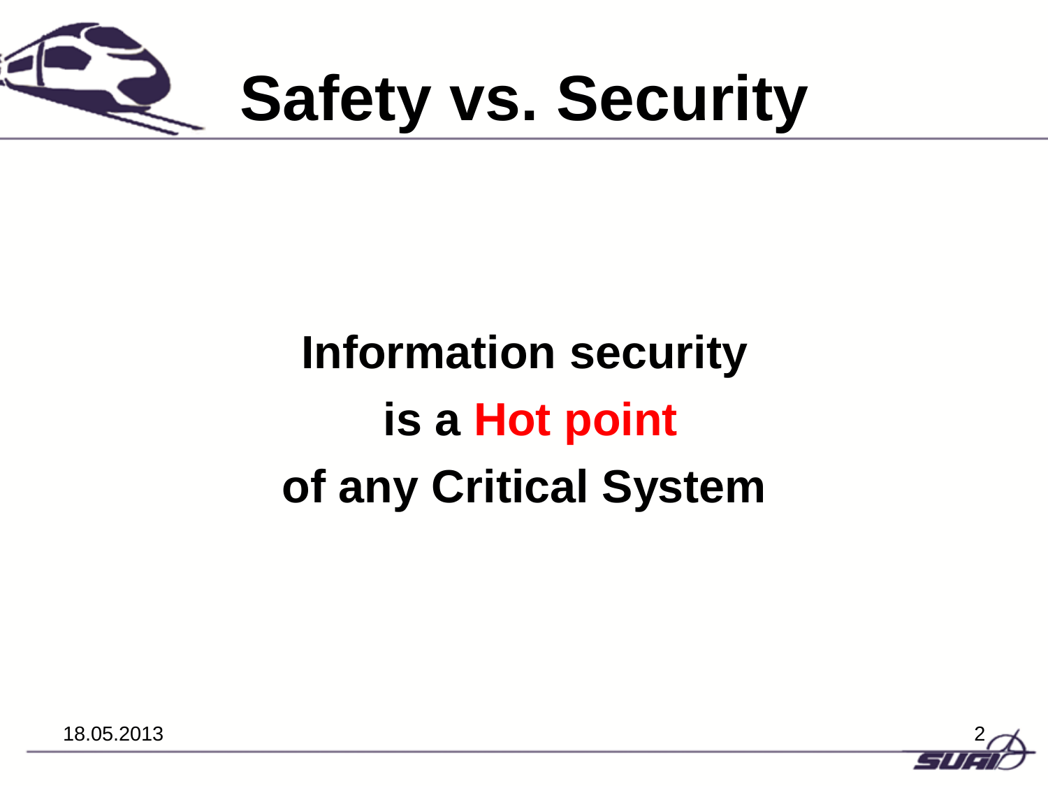# Safety vs. Security

**Information security**

**is a Hot point**

**of any Critical System**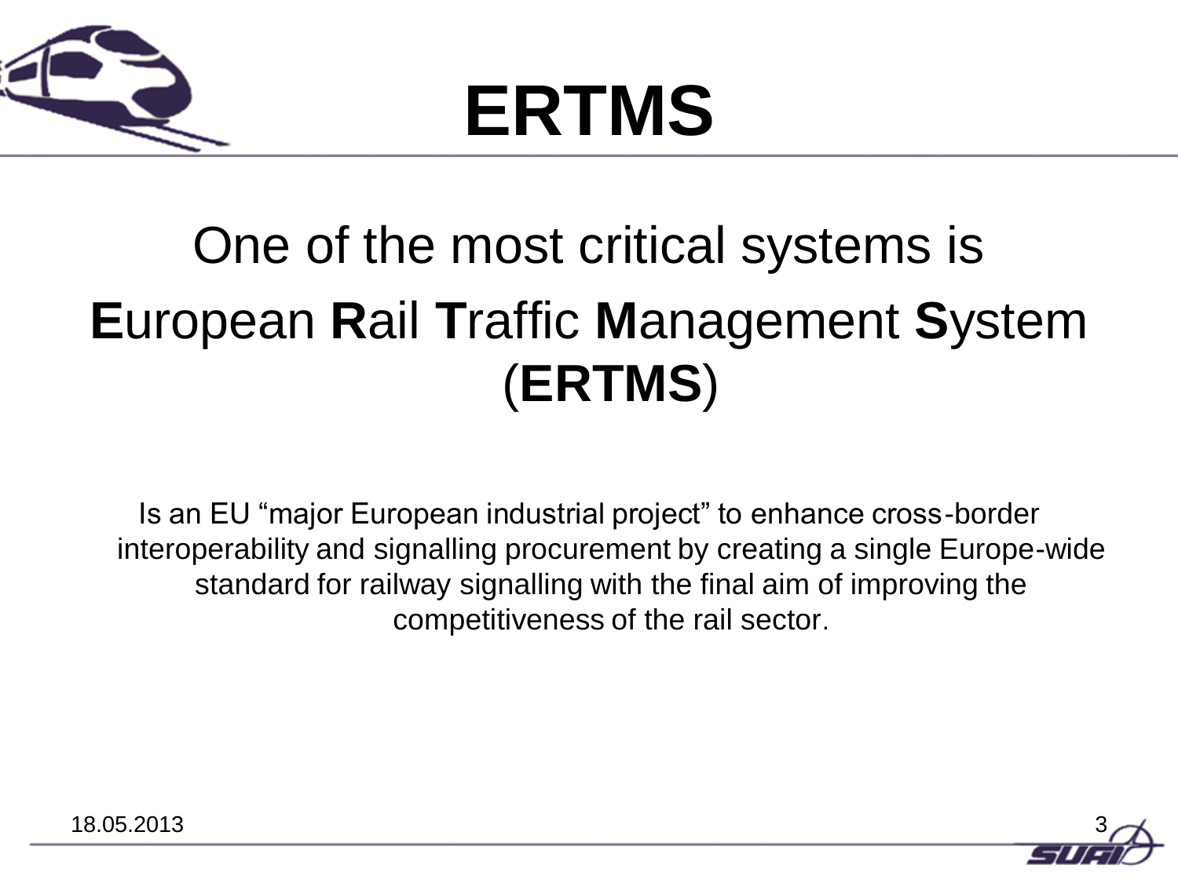# ERTMS

One of the most critical systems is

**E**uropean **R**ail **T**raffic **M**anagement **S**ystem (**ERTMS**)

Is an EU “major European industrial project” to enhance cross-border interoperability and signalling procurement by creating a single Europe-wide standard for railway signalling with the final aim of improving the competitiveness of the rail sector.

18.05.2013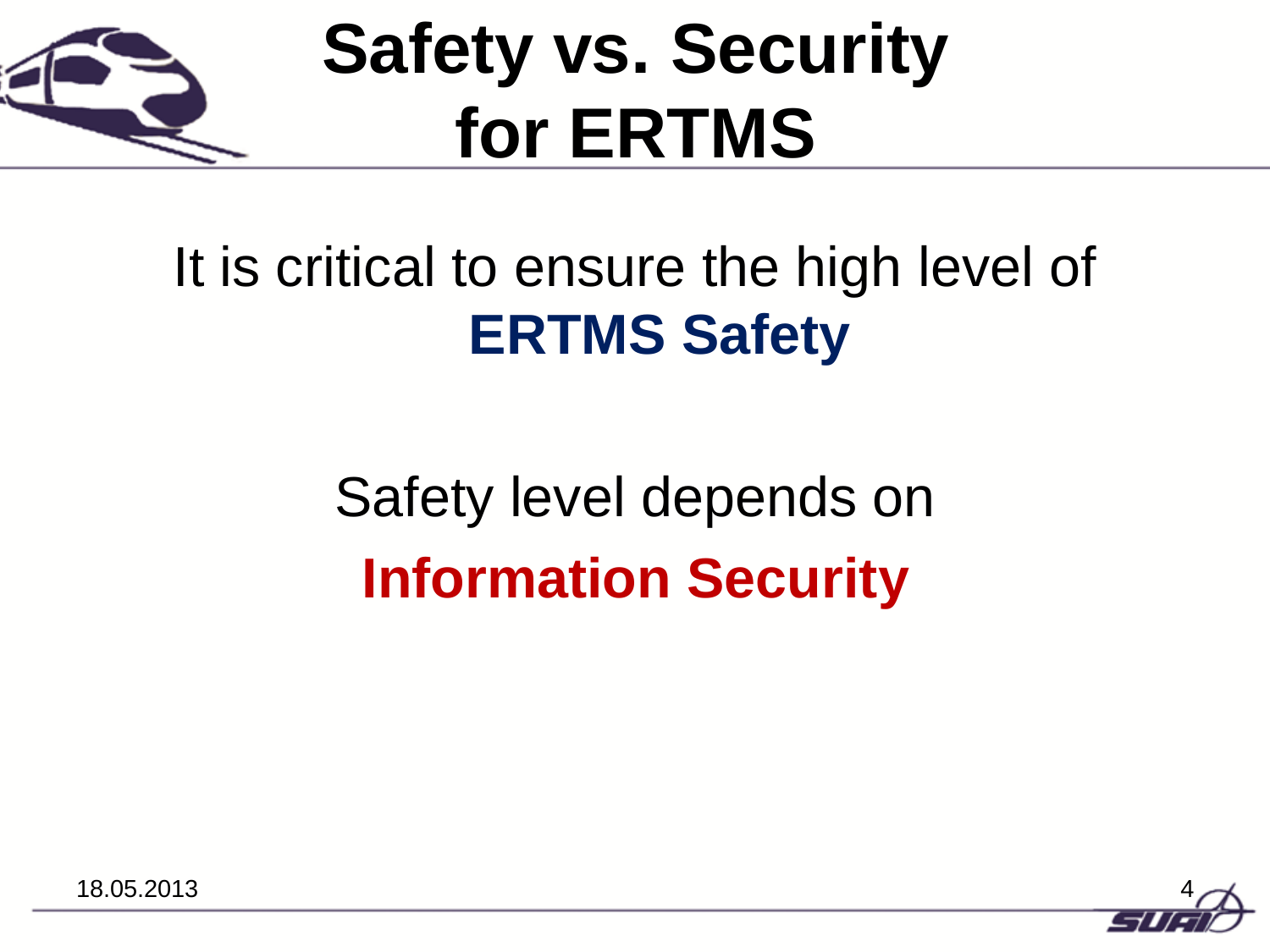# Safety vs. Security for ERTMS

It is critical to ensure the high level of **ERTMS Safety**

Safety level depends on **Information Security**

18.05.2013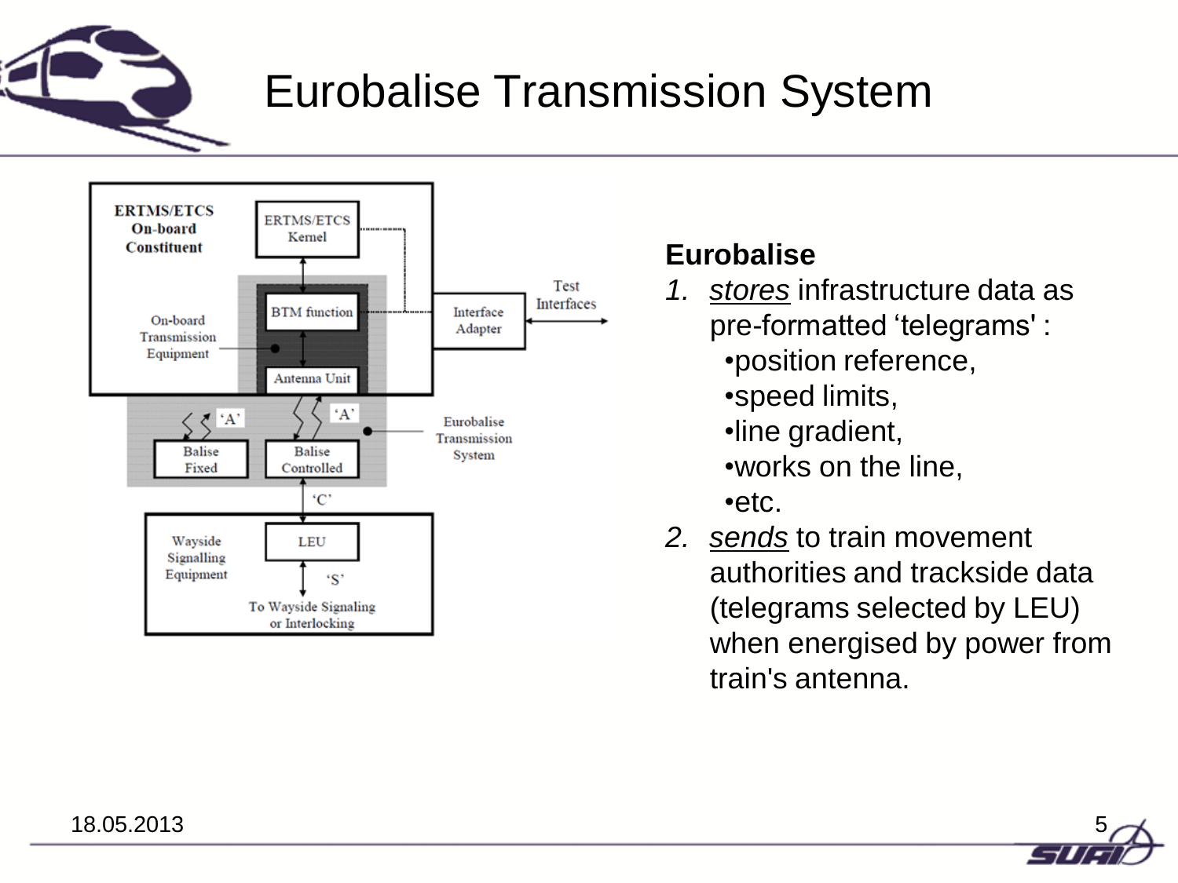# Eurobalise Transmission System

**Eurobalise**

1. *stores* infrastructure data as pre-formatted 'telegrams' :
   - position reference,
   - speed limits,
   - line gradient,
   - works on the line,
   - etc.
2. *sends* to train movement authorities and trackside data (telegrams selected by LEU) when energised by power from train's antenna.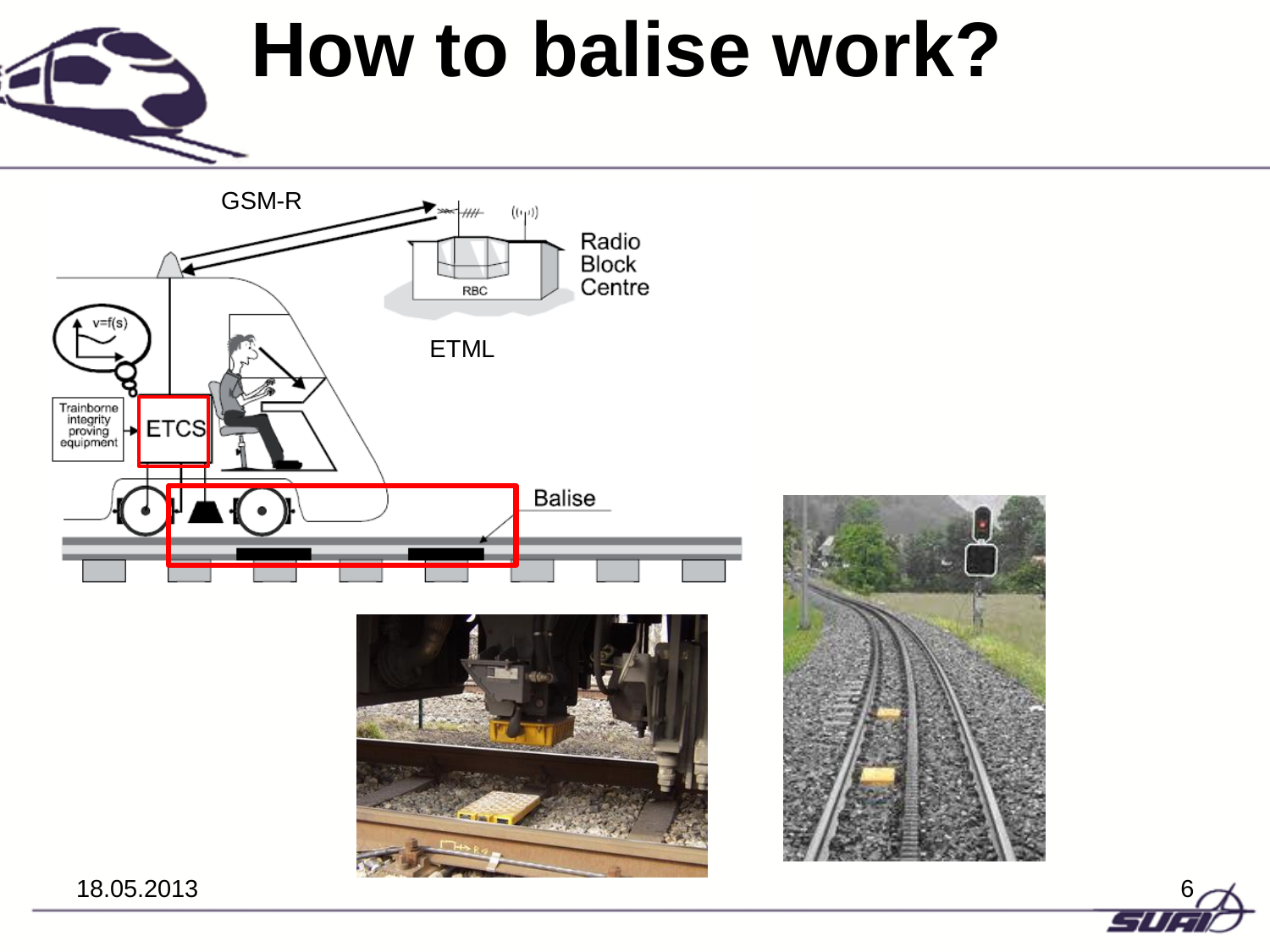# How to balise work?

GSM-R

Radio Block Centre

RBC

ETML

v=f(s)

Trainborne integrity proving equipment

ETCS

Balise

18.05.2013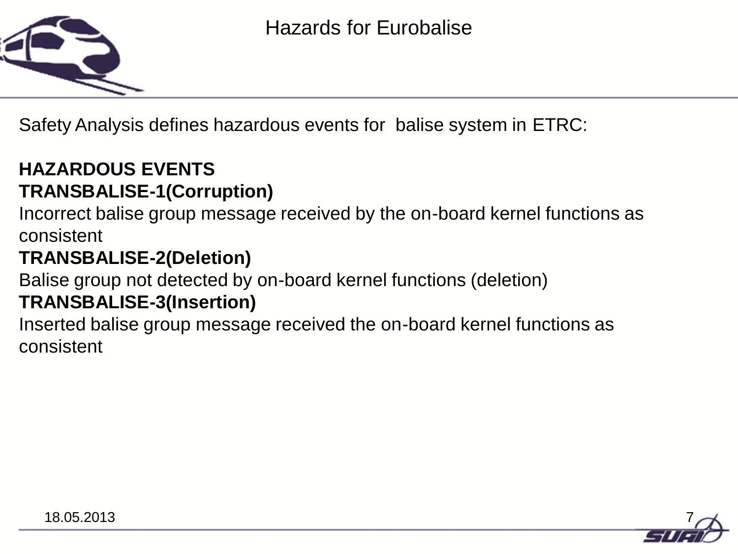# Hazards for Eurobalise

Safety Analysis defines hazardous events for balise system in ETRC:

**HAZARDOUS EVENTS**

**TRANSBALISE-1(Corruption)**

Incorrect balise group message received by the on-board kernel functions as consistent

**TRANSBALISE-2(Deletion)**

Balise group not detected by on-board kernel functions (deletion)

**TRANSBALISE-3(Insertion)**

Inserted balise group message received the on-board kernel functions as consistent

18.05.2013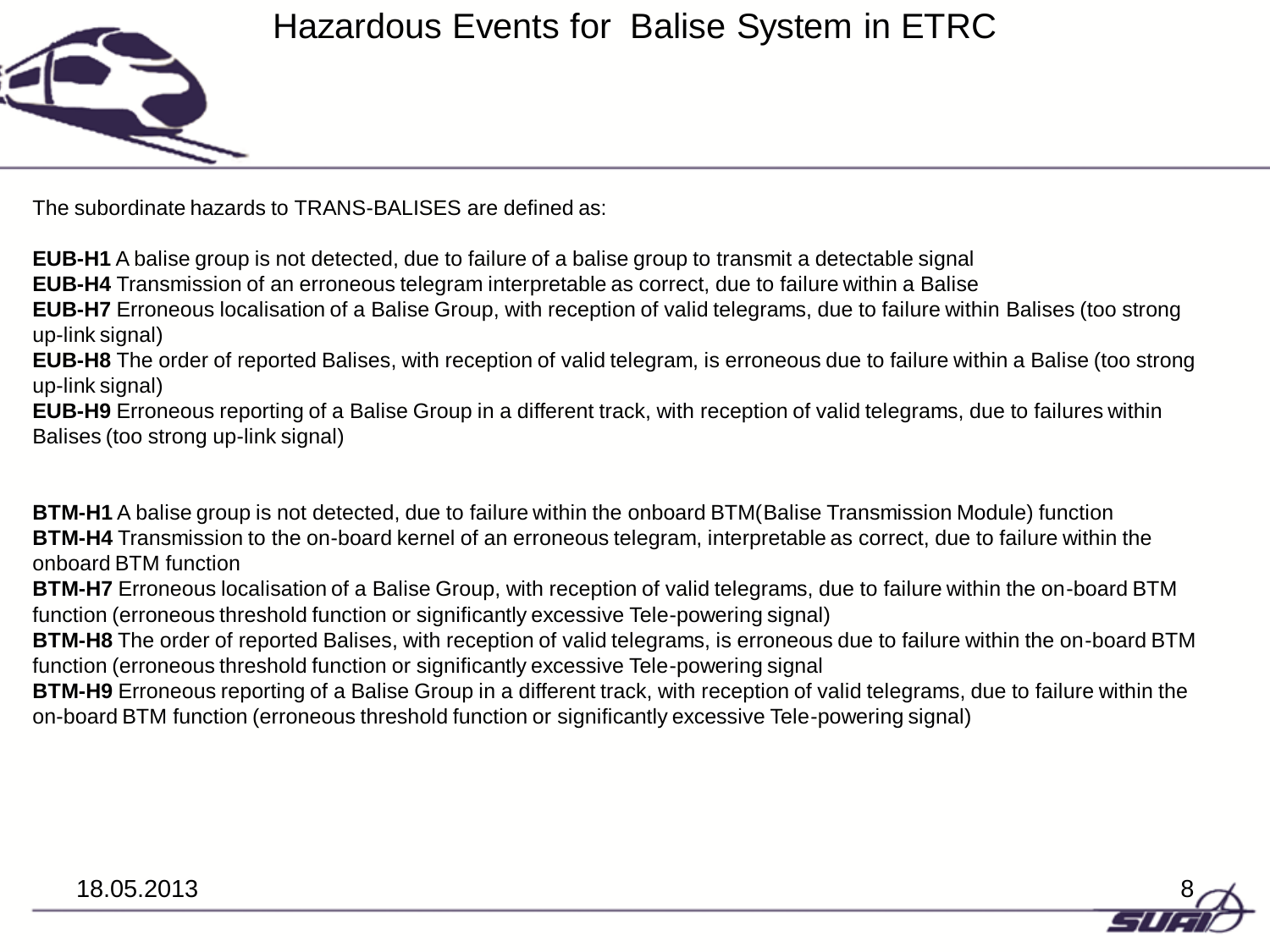# Hazardous Events for Balise System in ETRC

The subordinate hazards to TRANS-BALISES are defined as:

**EUB-H1** A balise group is not detected, due to failure of a balise group to transmit a detectable signal
**EUB-H4** Transmission of an erroneous telegram interpretable as correct, due to failure within a Balise
**EUB-H7** Erroneous localisation of a Balise Group, with reception of valid telegrams, due to failure within Balises (too strong up-link signal)
**EUB-H8** The order of reported Balises, with reception of valid telegram, is erroneous due to failure within a Balise (too strong up-link signal)
**EUB-H9** Erroneous reporting of a Balise Group in a different track, with reception of valid telegrams, due to failures within Balises (too strong up-link signal)

**BTM-H1** A balise group is not detected, due to failure within the onboard BTM(Balise Transmission Module) function
**BTM-H4** Transmission to the on-board kernel of an erroneous telegram, interpretable as correct, due to failure within the onboard BTM function
**BTM-H7** Erroneous localisation of a Balise Group, with reception of valid telegrams, due to failure within the on-board BTM function (erroneous threshold function or significantly excessive Tele-powering signal)
**BTM-H8** The order of reported Balises, with reception of valid telegrams, is erroneous due to failure within the on-board BTM function (erroneous threshold function or significantly excessive Tele-powering signal
**BTM-H9** Erroneous reporting of a Balise Group in a different track, with reception of valid telegrams, due to failure within the on-board BTM function (erroneous threshold function or significantly excessive Tele-powering signal)

18.05.2013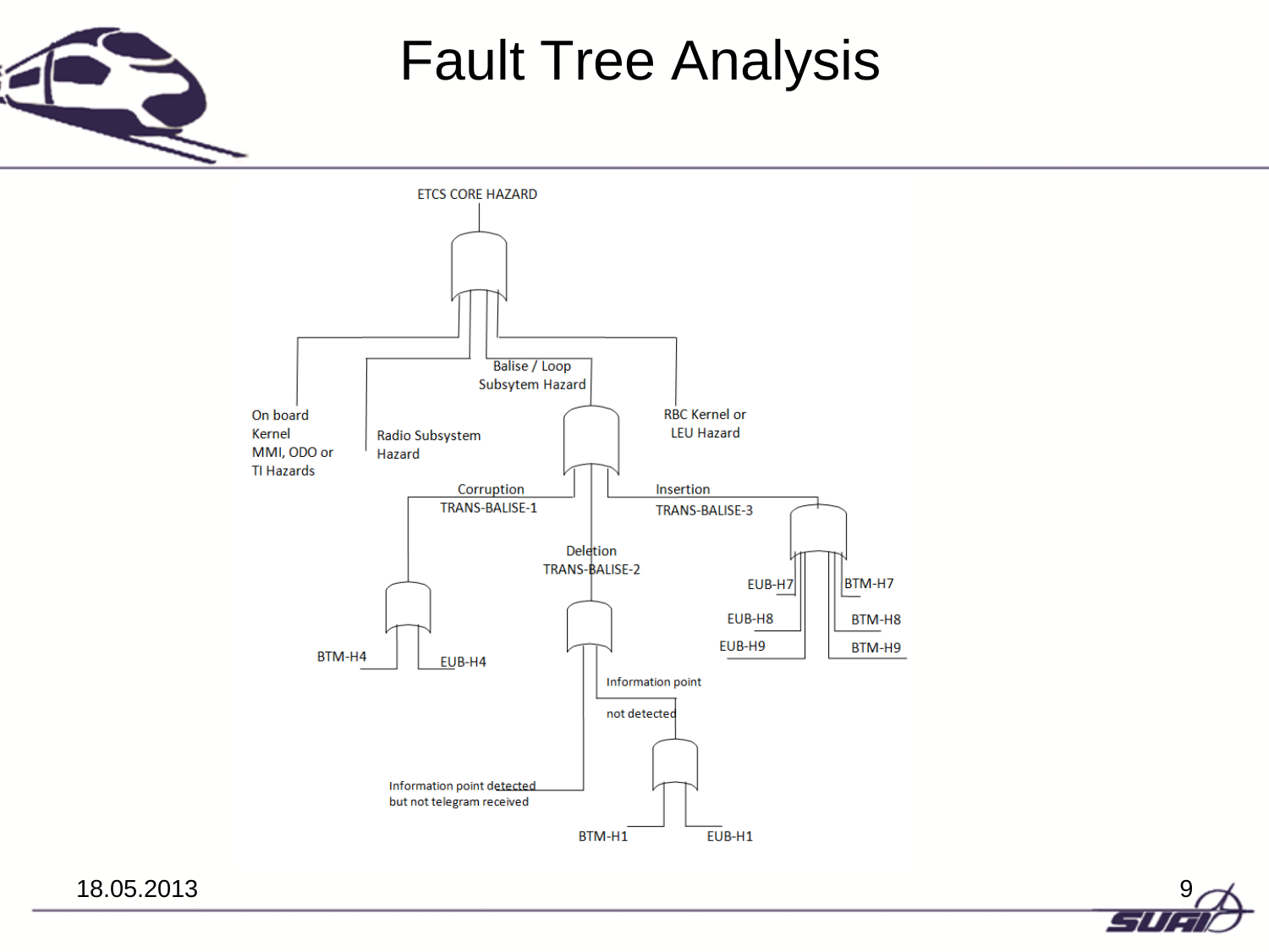# Fault Tree Analysis

ETCS CORE HAZARD

- On board Kernel MMI, ODO or TI Hazards
- Radio Subsystem Hazard
- Balise / Loop Subsytem Hazard
  - Corruption TRANS-BALISE-1
    - BTM-H4
    - EUB-H4
  - Deletion TRANS-BALISE-2
    - Information point detected but not telegram received
    - Information point not detected
      - BTM-H1
      - EUB-H1
  - Insertion TRANS-BALISE-3
    - EUB-H7
    - EUB-H8
    - EUB-H9
    - BTM-H7
    - BTM-H8
    - BTM-H9
- RBC Kernel or LEU Hazard

18.05.2013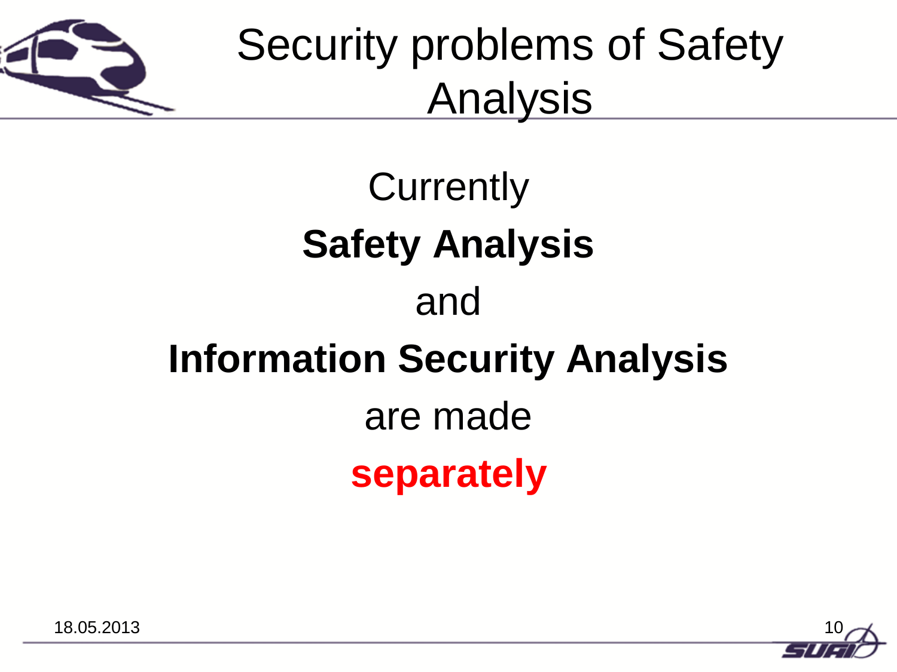# Security problems of Safety Analysis

Currently

**Safety Analysis**

and

**Information Security Analysis**

are made

**separately**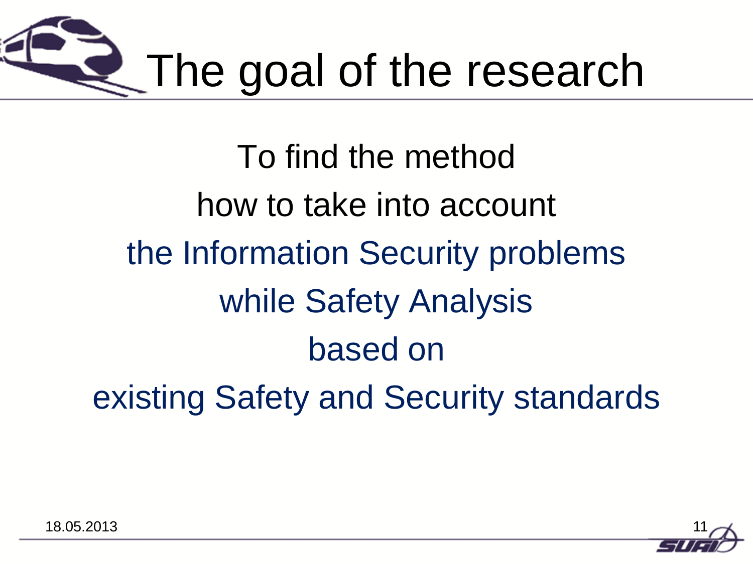# The goal of the research

To find the method
how to take into account
the Information Security problems
while Safety Analysis
based on
existing Safety and Security standards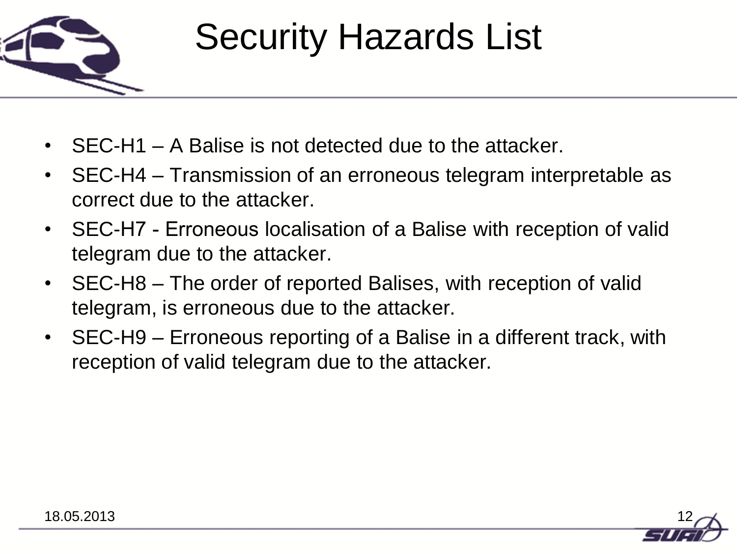# Security Hazards List

- SEC-H1 – A Balise is not detected due to the attacker.
- SEC-H4 – Transmission of an erroneous telegram interpretable as correct due to the attacker.
- SEC-H7 - Erroneous localisation of a Balise with reception of valid telegram due to the attacker.
- SEC-H8 – The order of reported Balises, with reception of valid telegram, is erroneous due to the attacker.
- SEC-H9 – Erroneous reporting of a Balise in a different track, with reception of valid telegram due to the attacker.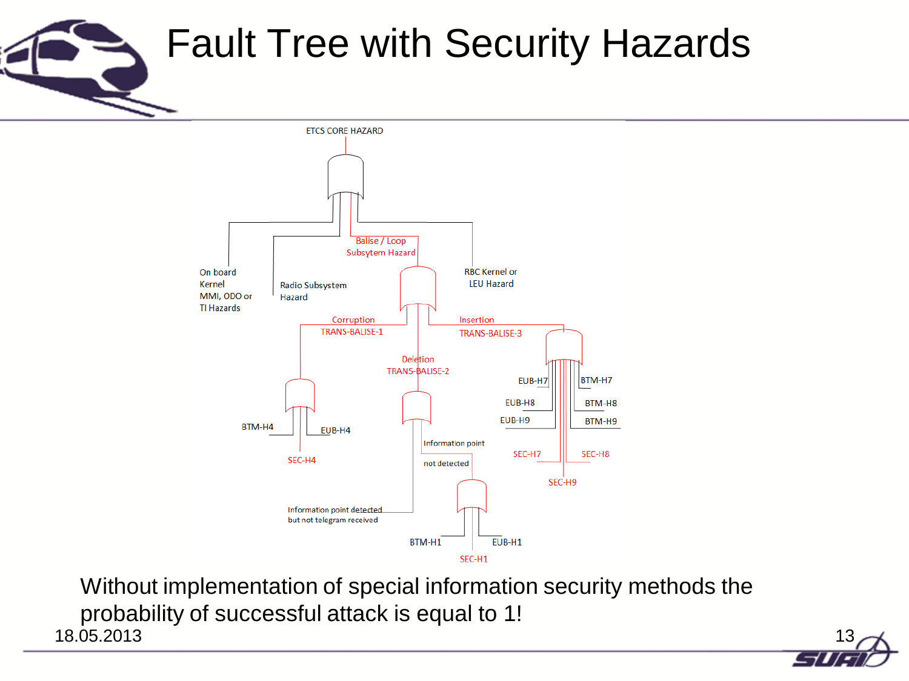# Fault Tree with Security Hazards

ETCS CORE HAZARD

On board Kernel MMI, ODO or TI Hazards

Radio Subsystem Hazard

Balise / Loop Subsytem Hazard

RBC Kernel or LEU Hazard

Corruption TRANS-BALISE-1

Deletion TRANS-BALISE-2

Insertion TRANS-BALISE-3

BTM-H4 EUB-H4 SEC-H4

Information point not detected

Information point detected but not telegram received

BTM-H1 EUB-H1 SEC-H1

EUB-H7 EUB-H8 EUB-H9 BTM-H7 BTM-H8 BTM-H9 SEC-H7 SEC-H8 SEC-H9

Without implementation of special information security methods the probability of successful attack is equal to 1!

18.05.2013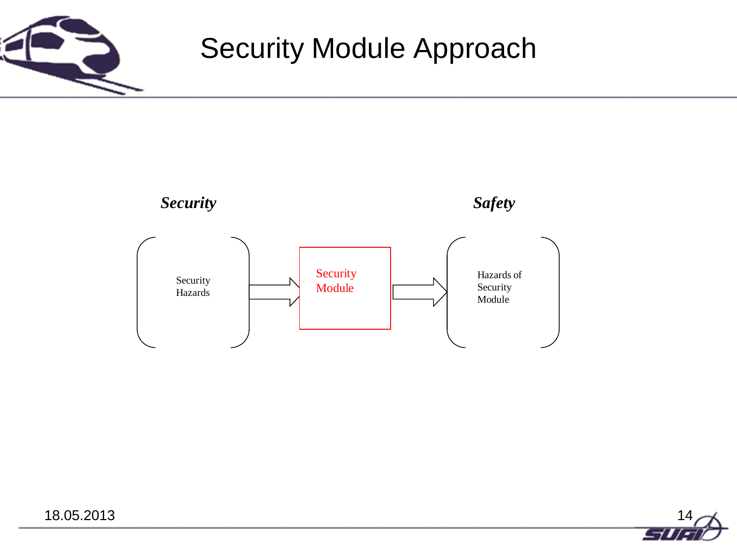# Security Module Approach

***Security*** ***Safety***

Security Hazards → Security Module → Hazards of Security Module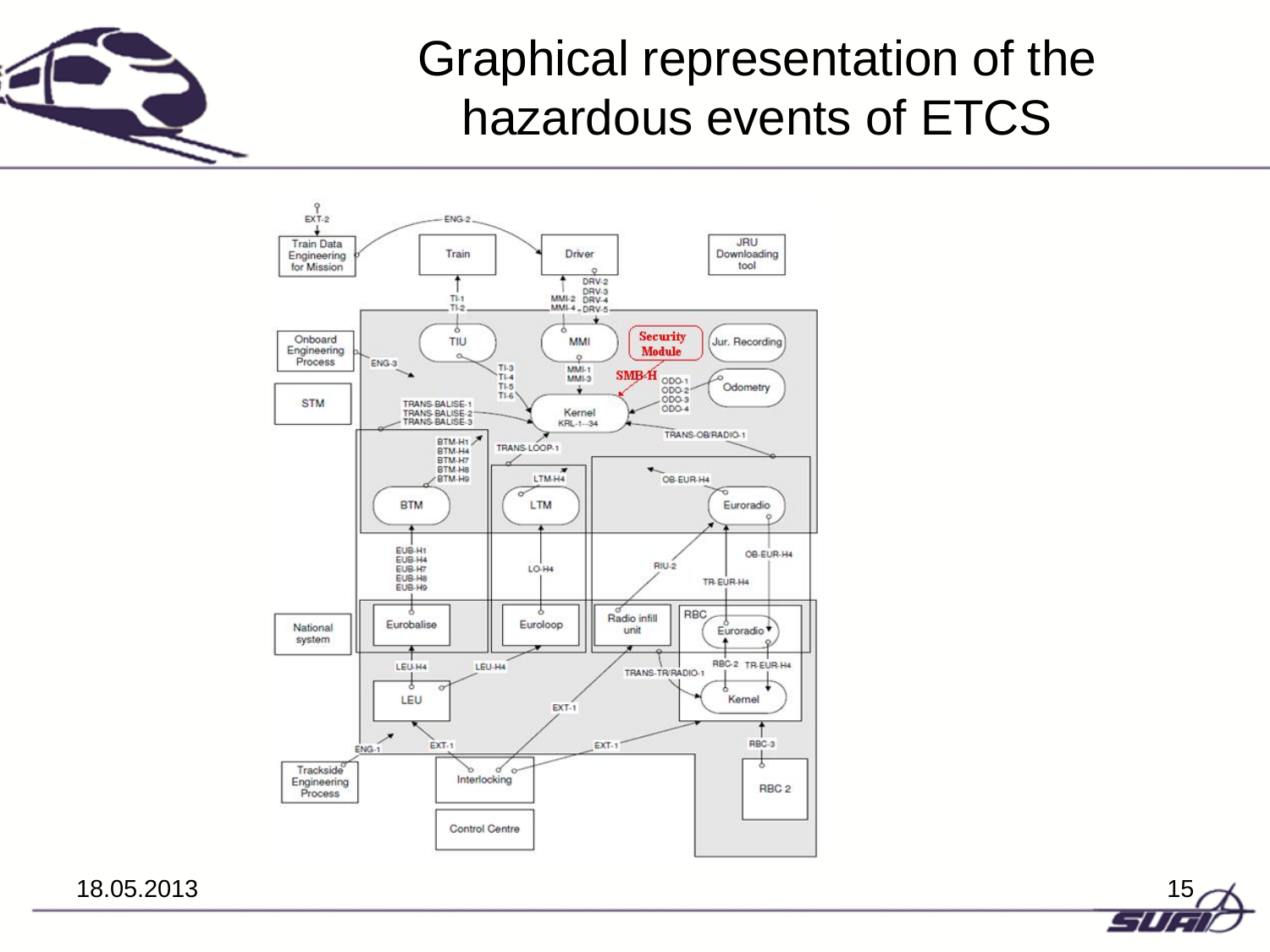# Graphical representation of the hazardous events of ETCS

Train Data Engineering for Mission · Train · Driver · JRU Downloading tool

Onboard Engineering Process · TIU · MMI · Security Module · Jur. Recording · Odometry

STM · Kernel KRL-1--34 · SMB-H

BTM · LTM · Euroradio

National system · Eurobalise · Euroloop · Radio infill unit · RBC · Euroradio · Kernel

LEU · Trackside Engineering Process · Interlocking · Control Centre · RBC 2

EXT-2, ENG-2, TI-1, TI-2, MMI-2, MMI-4, DRV-2, DRV-3, DRV-4, DRV-5, ENG-3, TI-3, TI-4, TI-5, TI-6, MMI-1, MMI-3, ODO-1, ODO-2, ODO-3, ODO-4, TRANS-BALISE-1, TRANS-BALISE-2, TRANS-BALISE-3, TRANS-OB/RADIO-1, BTM-H1, BTM-H4, BTM-H7, BTM-H8, BTM-H9, TRANS-LOOP-1, LTM-H4, OB-EUR-H4, EUB-H1, EUB-H4, EUB-H7, EUB-H8, EUB-H9, LO-H4, RIU-2, TR-EUR-H4, LEU-H4, TRANS-TR/RADIO-1, RBC-2, EXT-1, ENG-1, RBC-3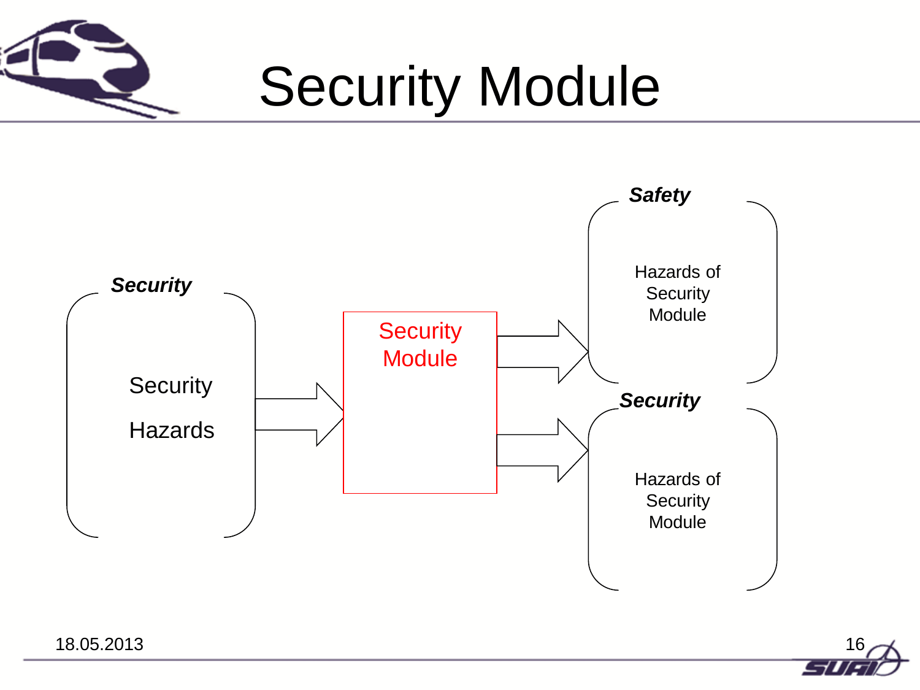# Security Module

***Security***

Security

Hazards

Security Module

***Safety***

Hazards of Security Module

***Security***

Hazards of Security Module

18.05.2013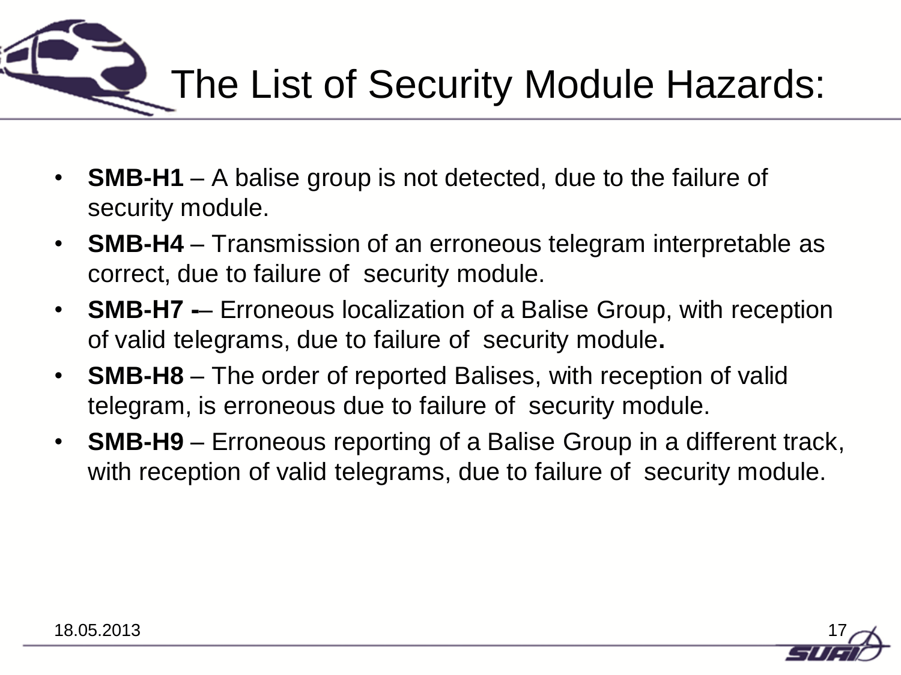# The List of Security Module Hazards:

- **SMB-H1** – A balise group is not detected, due to the failure of security module.
- **SMB-H4** – Transmission of an erroneous telegram interpretable as correct, due to failure of security module.
- **SMB-H7 -**– Erroneous localization of a Balise Group, with reception of valid telegrams, due to failure of security module**.**
- **SMB-H8** – The order of reported Balises, with reception of valid telegram, is erroneous due to failure of security module.
- **SMB-H9** – Erroneous reporting of a Balise Group in a different track, with reception of valid telegrams, due to failure of security module.

18.05.2013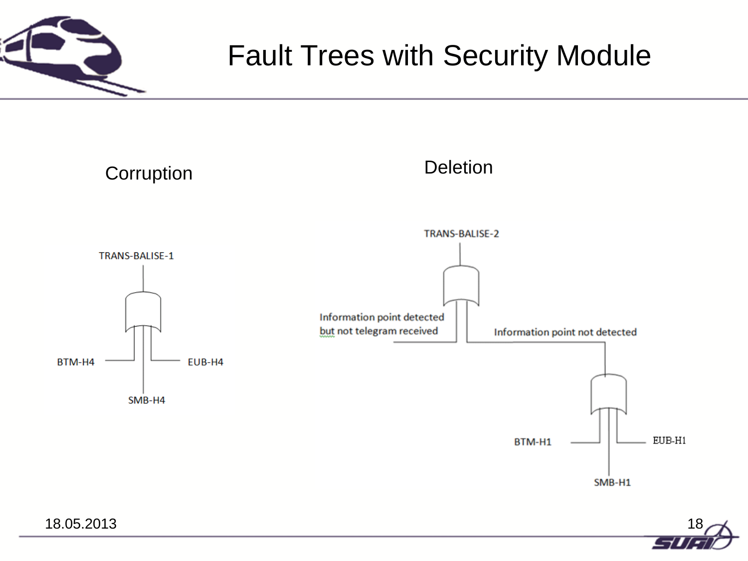# Fault Trees with Security Module

## Corruption

TRANS-BALISE-1

BTM-H4

EUB-H4

SMB-H4

## Deletion

TRANS-BALISE-2

Information point detected but not telegram received

Information point not detected

BTM-H1

EUB-H1

SMB-H1

18.05.2013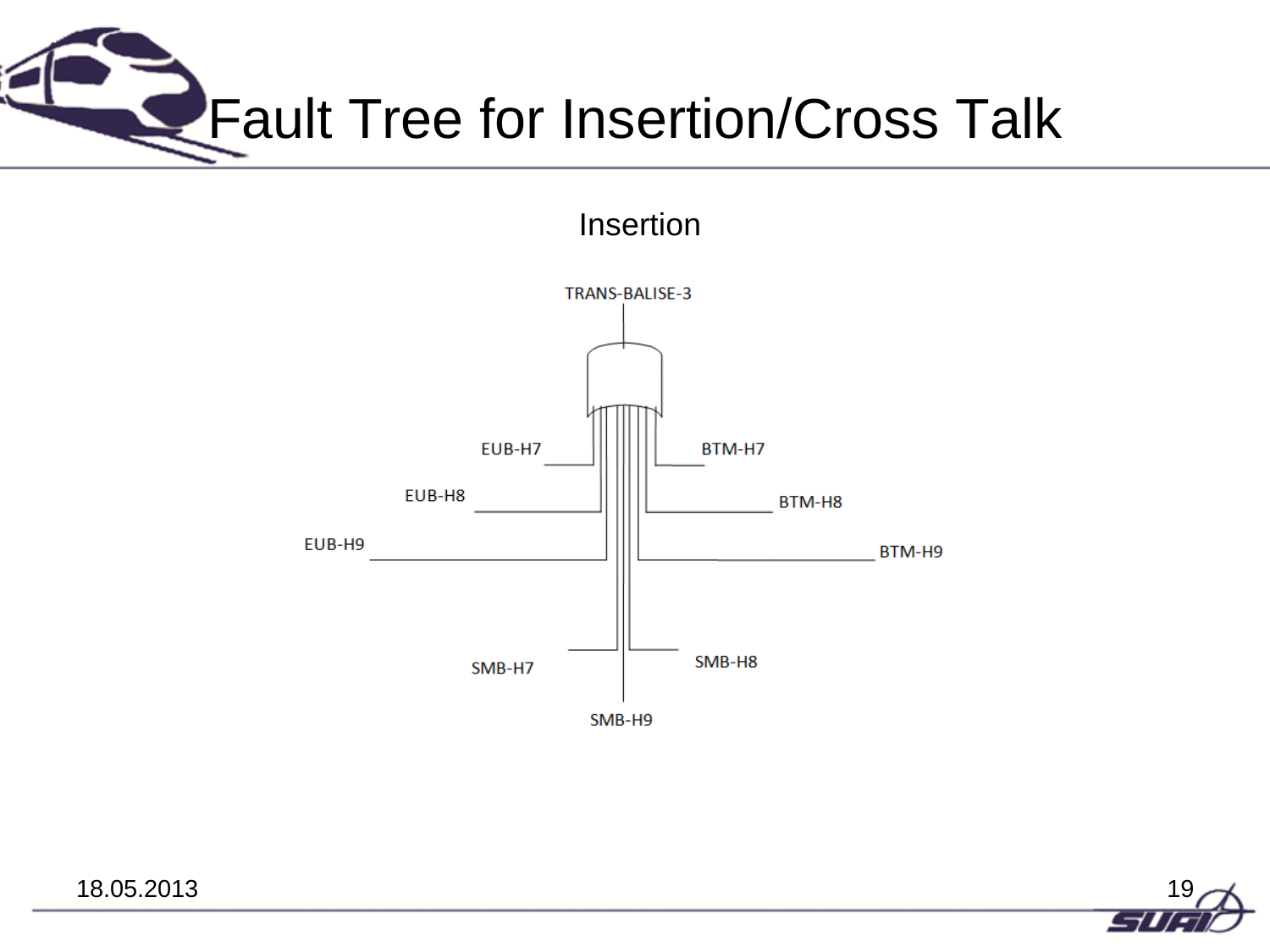# Fault Tree for Insertion/Cross Talk

Insertion

TRANS-BALISE-3

EUB-H7

BTM-H7

EUB-H8

BTM-H8

EUB-H9

BTM-H9

SMB-H7

SMB-H8

SMB-H9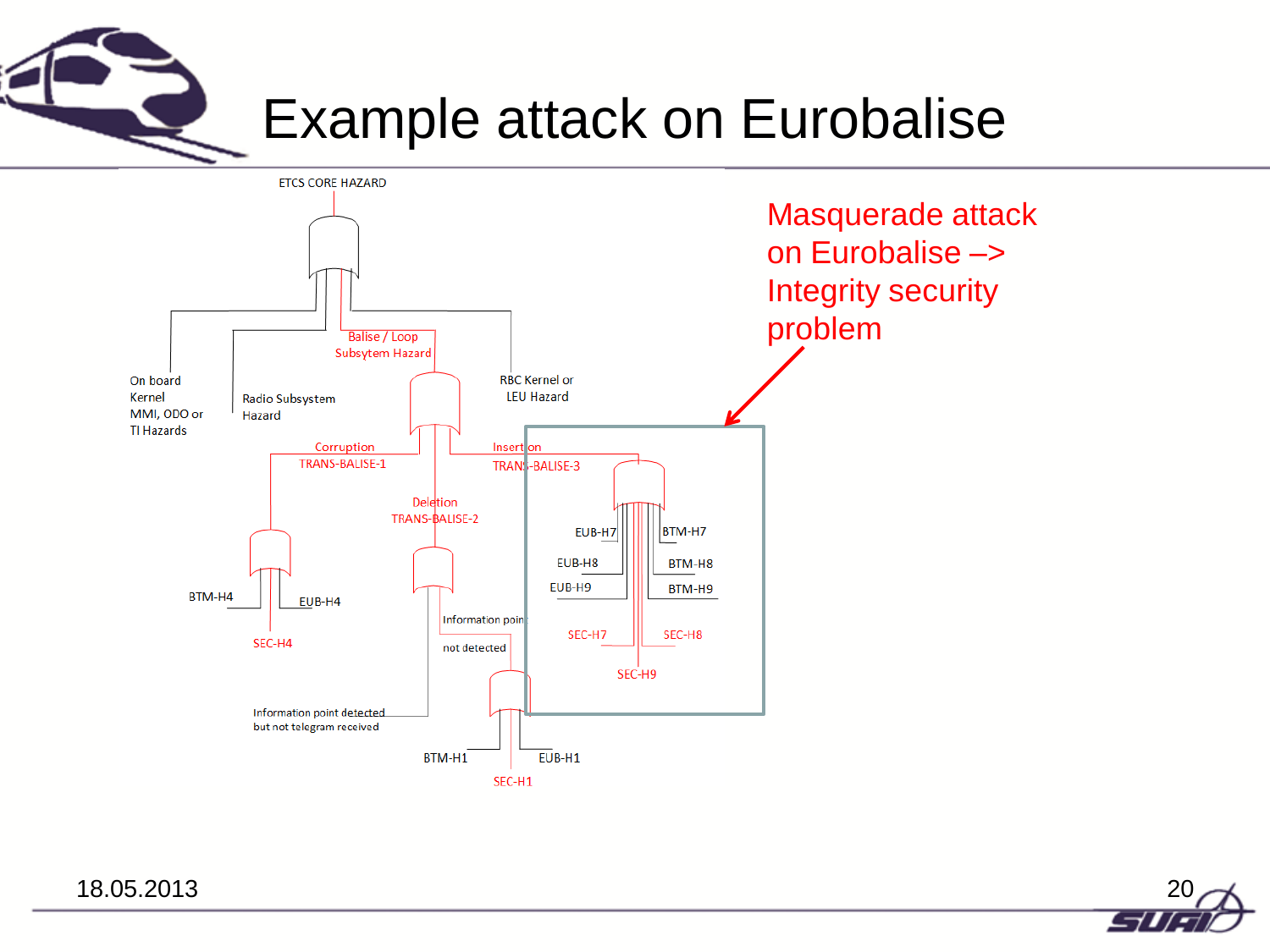# Example attack on Eurobalise

ETCS CORE HAZARD

On board Kernel MMI, ODO or TI Hazards

Radio Subsystem Hazard

Balise / Loop Subsytem Hazard

RBC Kernel or LEU Hazard

Corruption TRANS-BALISE-1

Deletion TRANS-BALISE-2

Insertion TRANS-BALISE-3

BTM-H4

EUB-H4

SEC-H4

Information point not detected

Information point detected but not telegram received

BTM-H1

EUB-H1

SEC-H1

EUB-H7

EUB-H8

EUB-H9

BTM-H7

BTM-H8

BTM-H9

SEC-H7

SEC-H8

SEC-H9

Masquerade attack on Eurobalise –> Integrity security problem

18.05.2013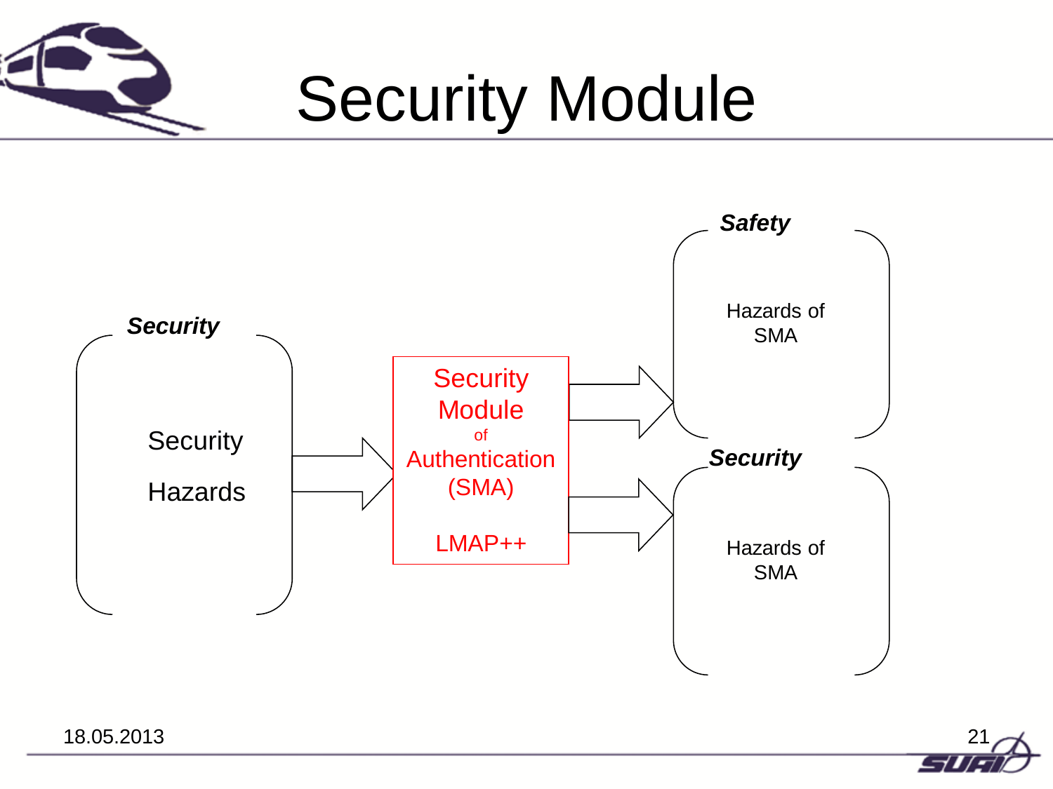# Security Module

***Security***

Security

Hazards

Security Module of Authentication (SMA)

LMAP++

***Safety***

Hazards of SMA

***Security***

Hazards of SMA

18.05.2013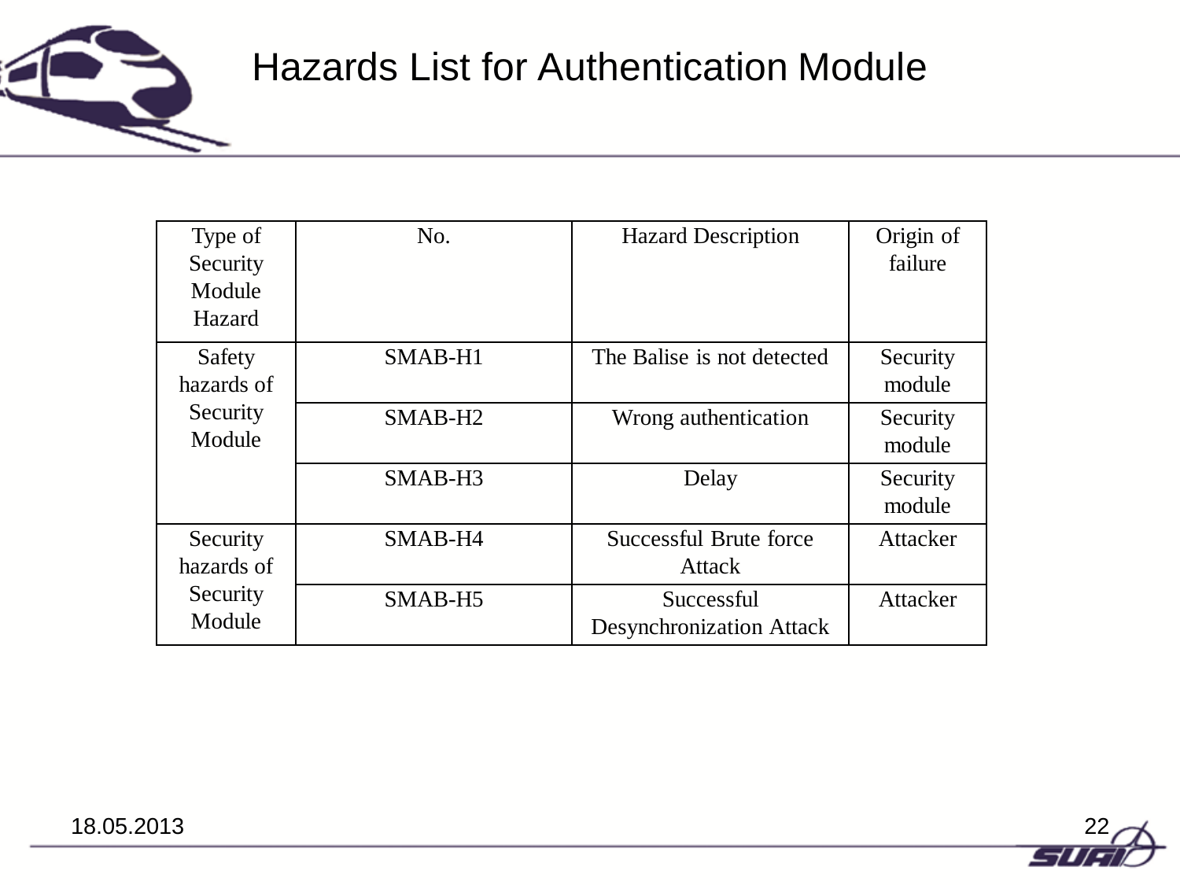# Hazards List for Authentication Module

| Type of Security Module Hazard | No. | Hazard Description | Origin of failure |
|---|---|---|---|
| Safety hazards of Security Module | SMAB-H1 | The Balise is not detected | Security module |
| | SMAB-H2 | Wrong authentication | Security module |
| | SMAB-H3 | Delay | Security module |
| Security hazards of Security Module | SMAB-H4 | Successful Brute force Attack | Attacker |
| | SMAB-H5 | Successful Desynchronization Attack | Attacker |

18.05.2013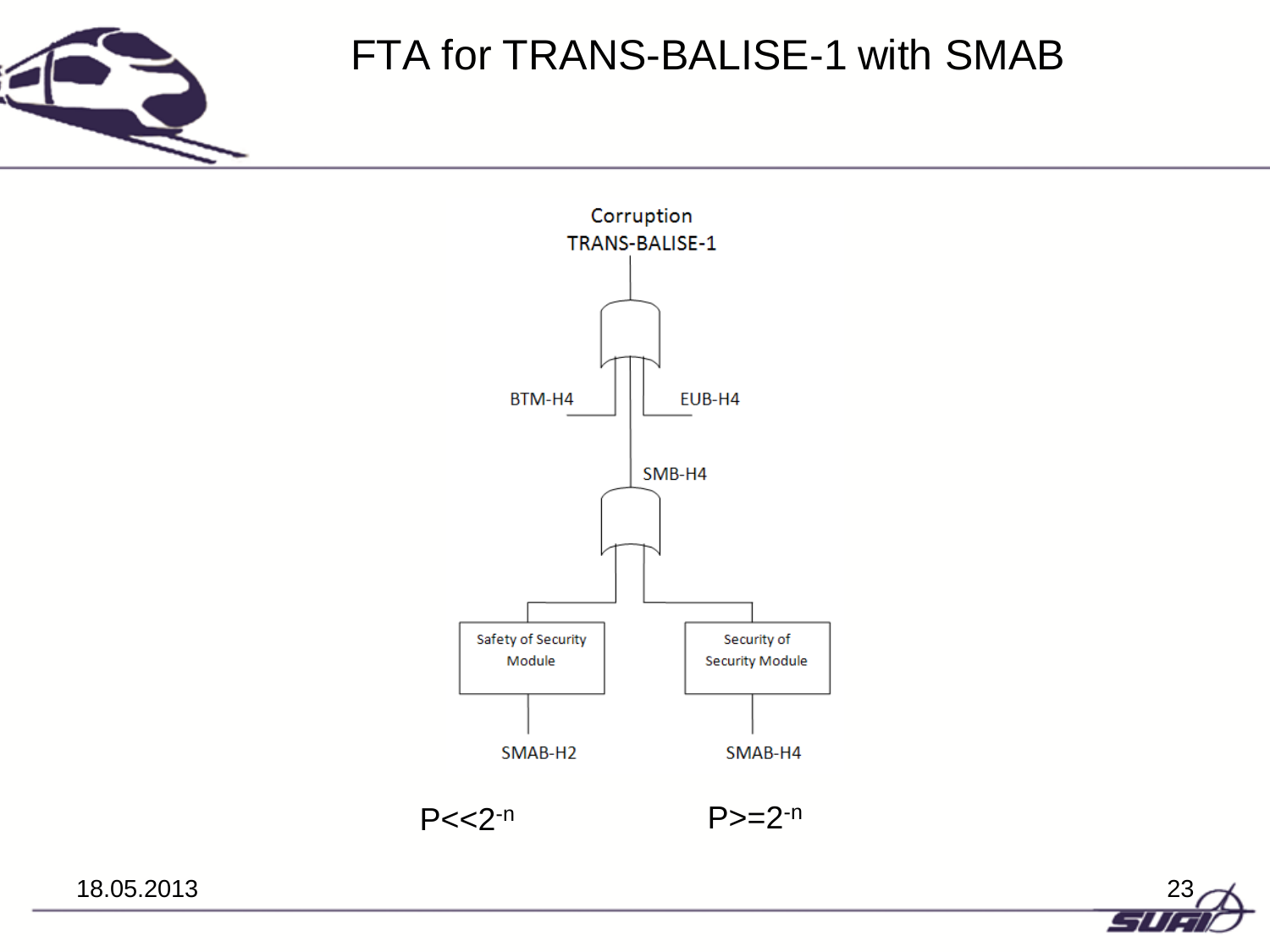# FTA for TRANS-BALISE-1 with SMAB

Corruption TRANS-BALISE-1

BTM-H4

EUB-H4

SMB-H4

Safety of Security Module

Security of Security Module

SMAB-H2

SMAB-H4

$P << 2^{-n}$

$P >= 2^{-n}$

18.05.2013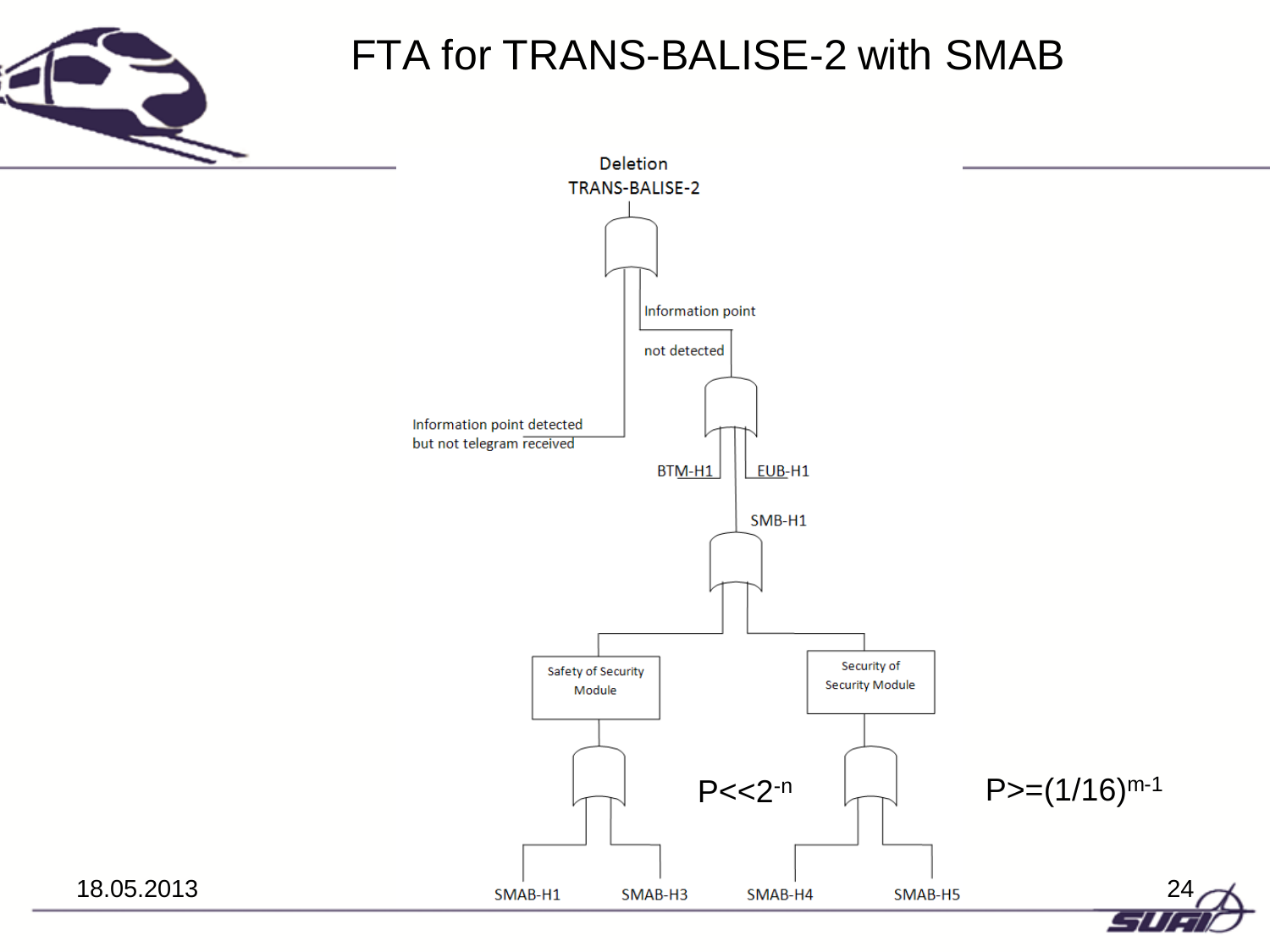# FTA for TRANS-BALISE-2 with SMAB

Deletion TRANS-BALISE-2

Information point not detected

Information point detected but not telegram received

BTM-H1

EUB-H1

SMB-H1

Safety of Security Module

Security of Security Module

$P<<2^{-n}$

$P>=(1/16)^{m-1}$

SMAB-H1

SMAB-H3

SMAB-H4

SMAB-H5

18.05.2013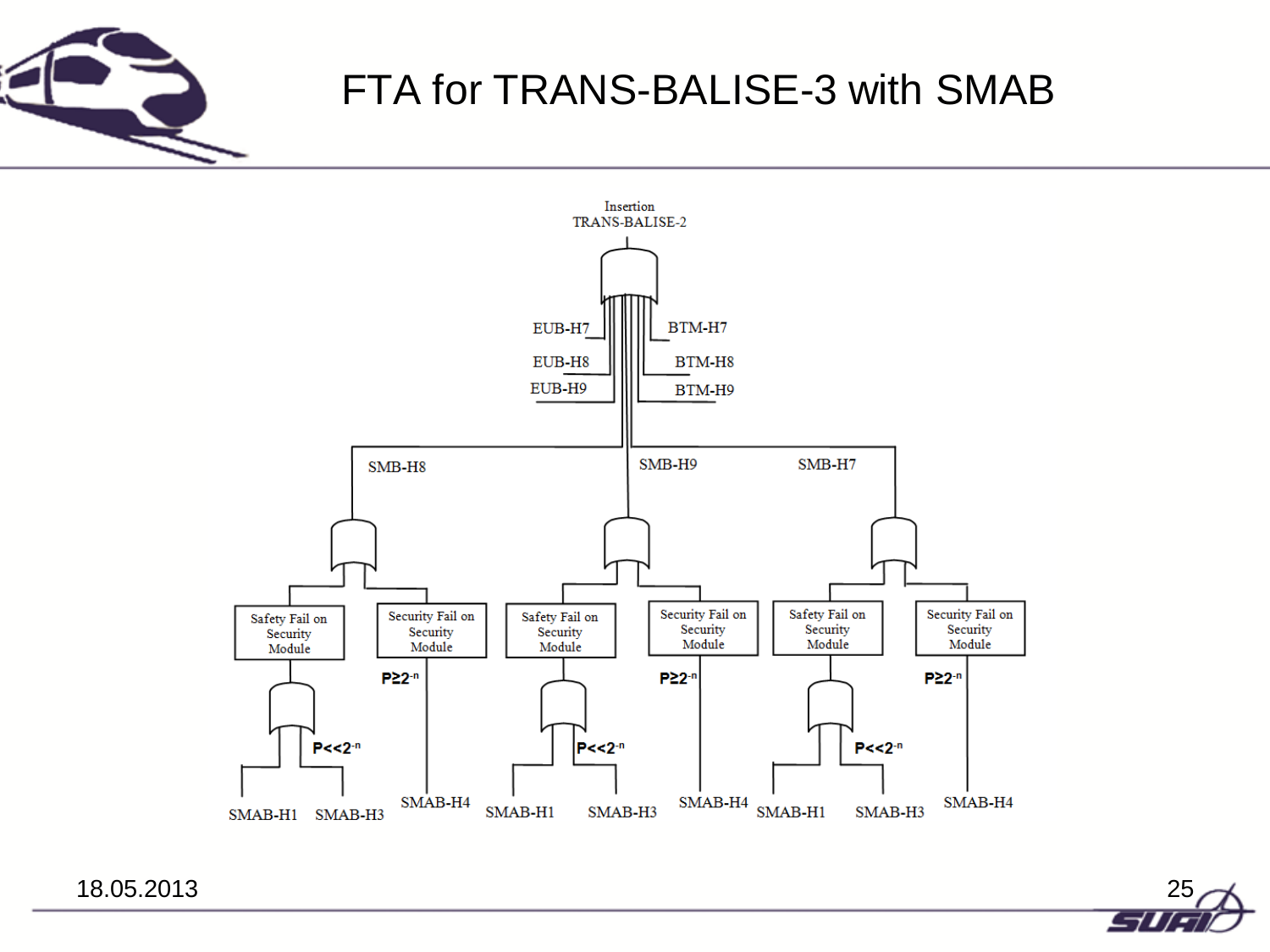# FTA for TRANS-BALISE-3 with SMAB

Insertion TRANS-BALISE-2

EUB-H7, EUB-H8, EUB-H9, BTM-H7, BTM-H8, BTM-H9

SMB-H8, SMB-H9, SMB-H7

Safety Fail on Security Module — Security Fail on Security Module — Safety Fail on Security Module — Security Fail on Security Module — Safety Fail on Security Module — Security Fail on Security Module

$P \ll 2^{-n}$ — $P \geq 2^{-n}$ — $P \ll 2^{-n}$ — $P \geq 2^{-n}$ — $P \ll 2^{-n}$ — $P \geq 2^{-n}$

SMAB-H1, SMAB-H3, SMAB-H4, SMAB-H1, SMAB-H3, SMAB-H4, SMAB-H1, SMAB-H3, SMAB-H4

18.05.2013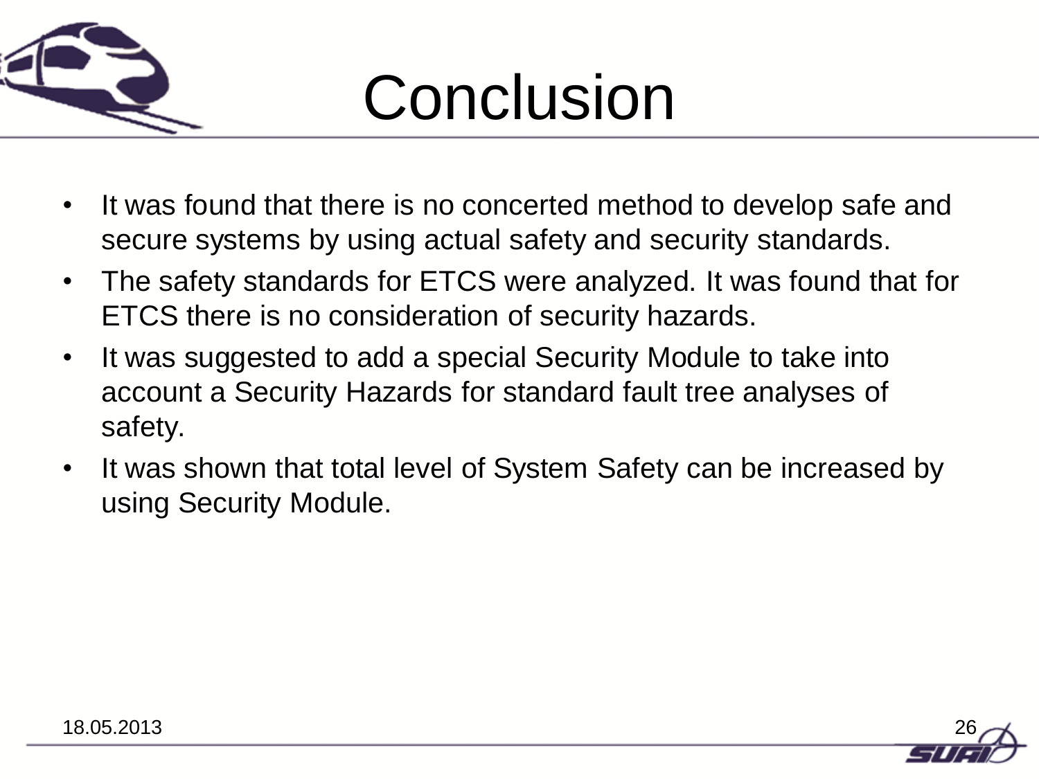# Conclusion

- It was found that there is no concerted method to develop safe and secure systems by using actual safety and security standards.
- The safety standards for ETCS were analyzed. It was found that for ETCS there is no consideration of security hazards.
- It was suggested to add a special Security Module to take into account a Security Hazards for standard fault tree analyses of safety.
- It was shown that total level of System Safety can be increased by using Security Module.

18.05.2013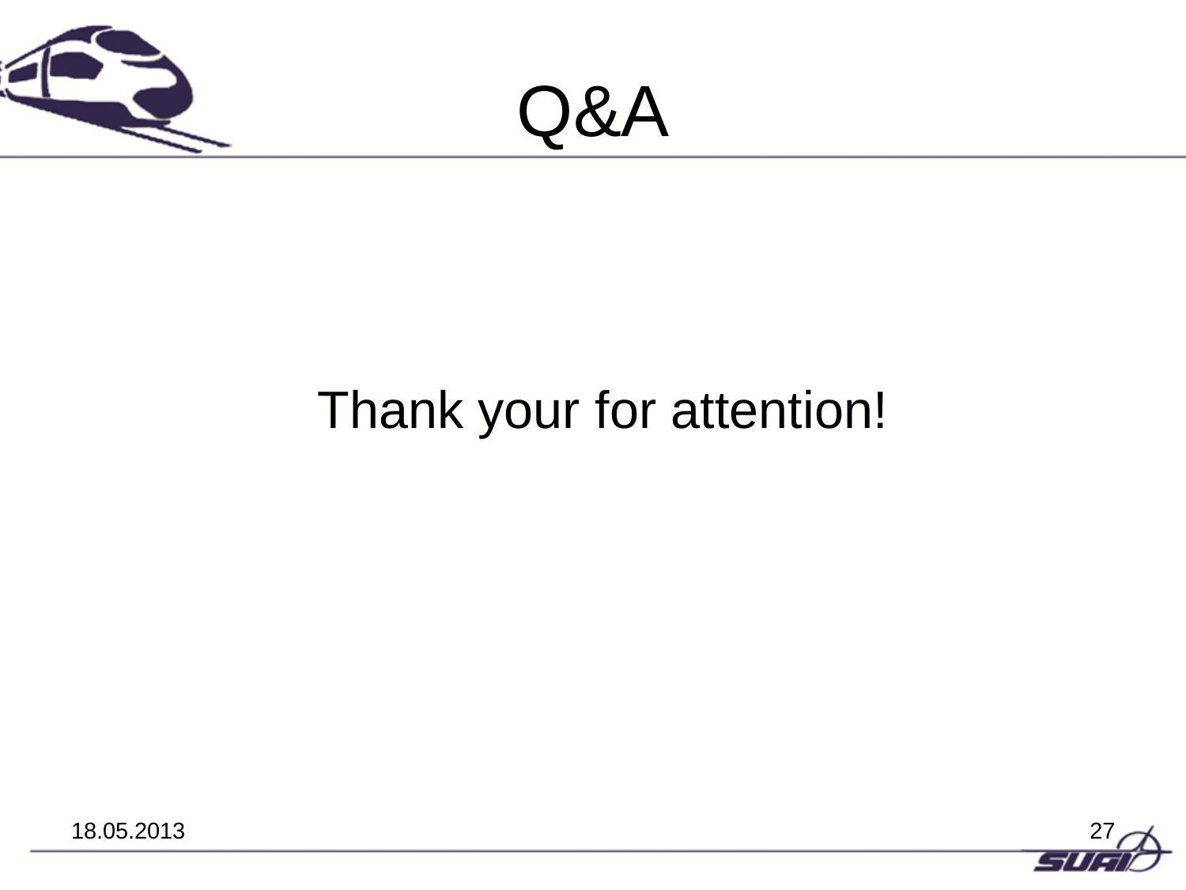# Q&A

Thank your for attention!